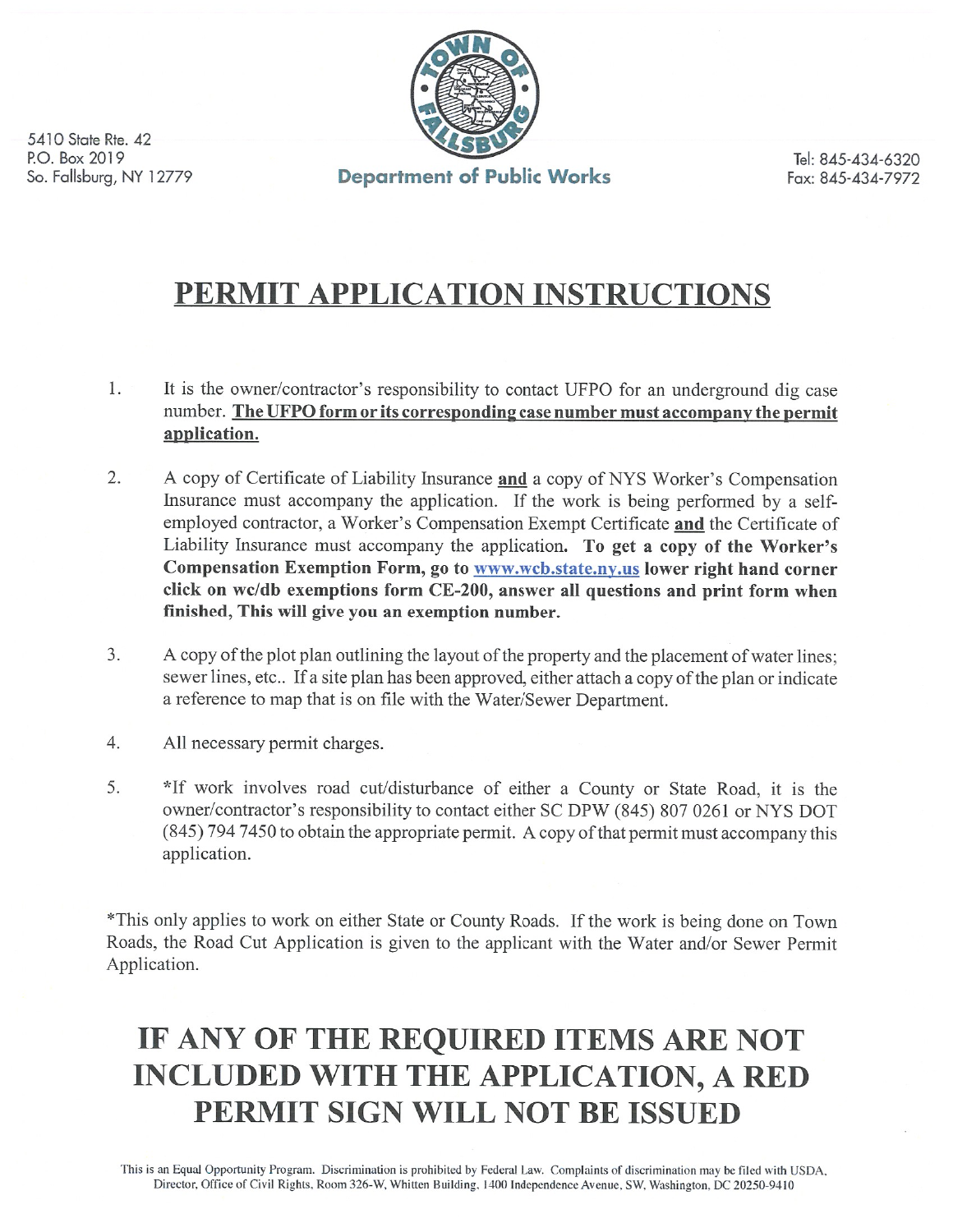5410 State Rte. 42
P.O. Box 2019
So. Fallsburg, NY 12779

**Department of Public Works**

Tel: 845-434-6320
Fax: 845-434-7972

# PERMIT APPLICATION INSTRUCTIONS

1. It is the owner/contractor's responsibility to contact UFPO for an underground dig case number. **The UFPO form or its corresponding case number must accompany the permit application.**

2. A copy of Certificate of Liability Insurance **and** a copy of NYS Worker's Compensation Insurance must accompany the application. If the work is being performed by a self-employed contractor, a Worker's Compensation Exempt Certificate **and** the Certificate of Liability Insurance must accompany the application. **To get a copy of the Worker's Compensation Exemption Form, go to www.wcb.state.ny.us lower right hand corner click on wc/db exemptions form CE-200, answer all questions and print form when finished, This will give you an exemption number.**

3. A copy of the plot plan outlining the layout of the property and the placement of water lines; sewer lines, etc.. If a site plan has been approved, either attach a copy of the plan or indicate a reference to map that is on file with the Water/Sewer Department.

4. All necessary permit charges.

5. *If work involves road cut/disturbance of either a County or State Road, it is the owner/contractor's responsibility to contact either SC DPW (845) 807 0261 or NYS DOT (845) 794 7450 to obtain the appropriate permit. A copy of that permit must accompany this application.

*This only applies to work on either State or County Roads. If the work is being done on Town Roads, the Road Cut Application is given to the applicant with the Water and/or Sewer Permit Application.

# IF ANY OF THE REQUIRED ITEMS ARE NOT INCLUDED WITH THE APPLICATION, A RED PERMIT SIGN WILL NOT BE ISSUED

This is an Equal Opportunity Program. Discrimination is prohibited by Federal Law. Complaints of discrimination may be filed with USDA, Director, Office of Civil Rights, Room 326-W, Whitten Building, 1400 Independence Avenue, SW, Washington, DC 20250-9410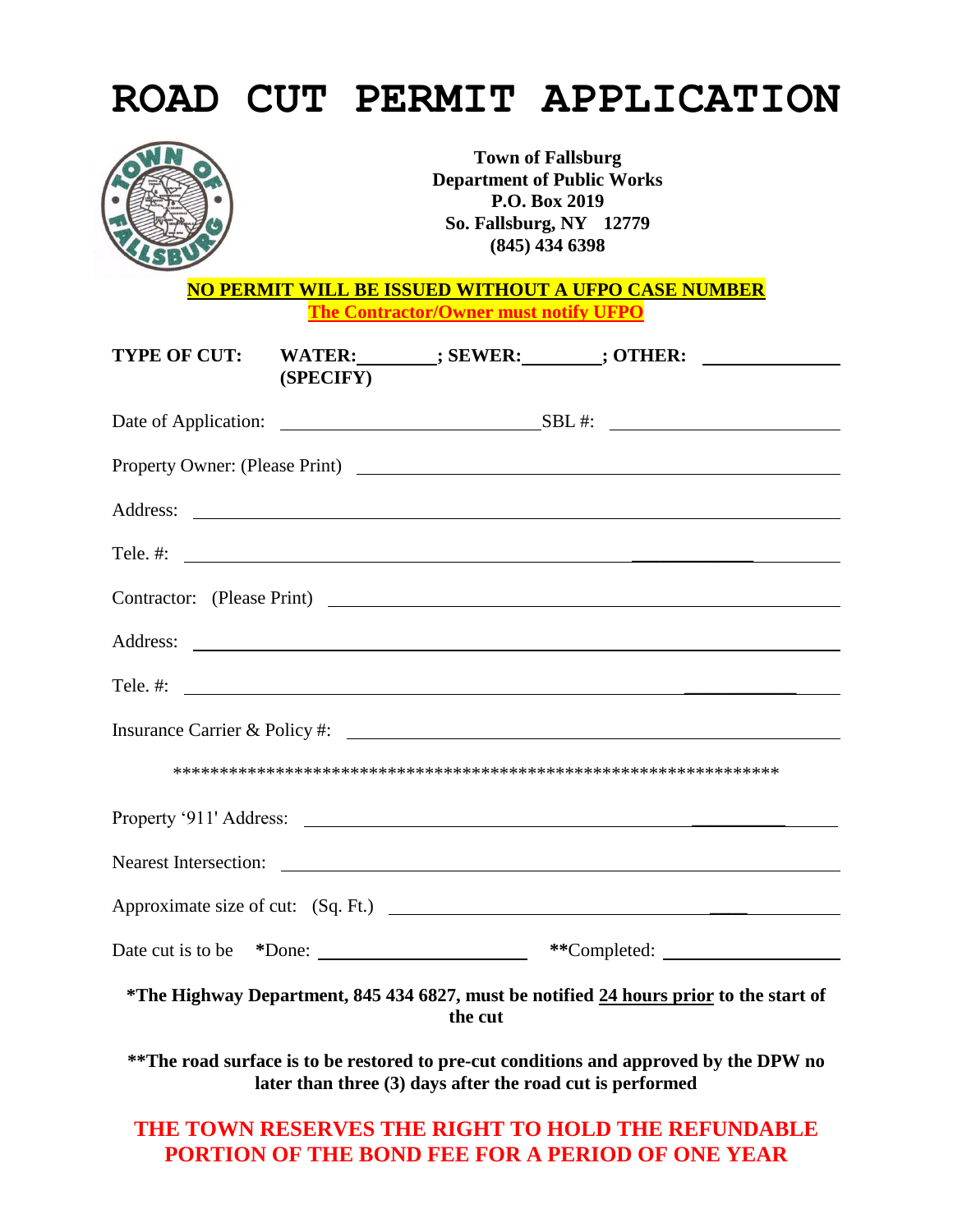# ROAD CUT PERMIT APPLICATION

**Town of Fallsburg**
**Department of Public Works**
**P.O. Box 2019**
**So. Fallsburg, NY 12779**
**(845) 434 6398**

**NO PERMIT WILL BE ISSUED WITHOUT A UFPO CASE NUMBER**
**The Contractor/Owner must notify UFPO**

**TYPE OF CUT:** **WATER:________; SEWER:________; OTHER:** ______________
**(SPECIFY)**

Date of Application: ___________________________ SBL #: ________________________

Property Owner: (Please Print) ______________________________________________

Address: ______________________________________________________________

Tele. #: ______________________________________________________________

Contractor: (Please Print) ___________________________________________________

Address: ______________________________________________________________

Tele. #: ______________________________________________________________

Insurance Carrier & Policy #: _________________________________________________

*****************************************************************

Property '911' Address: ______________________________________________________

Nearest Intersection: ________________________________________________________

Approximate size of cut: (Sq. Ft.) _____________________________________________

Date cut is to be ***Done:** ______________________ ****Completed:** ____________________

***The Highway Department, 845 434 6827, must be notified 24 hours prior to the start of the cut**

****The road surface is to be restored to pre-cut conditions and approved by the DPW no later than three (3) days after the road cut is performed**

**THE TOWN RESERVES THE RIGHT TO HOLD THE REFUNDABLE PORTION OF THE BOND FEE FOR A PERIOD OF ONE YEAR**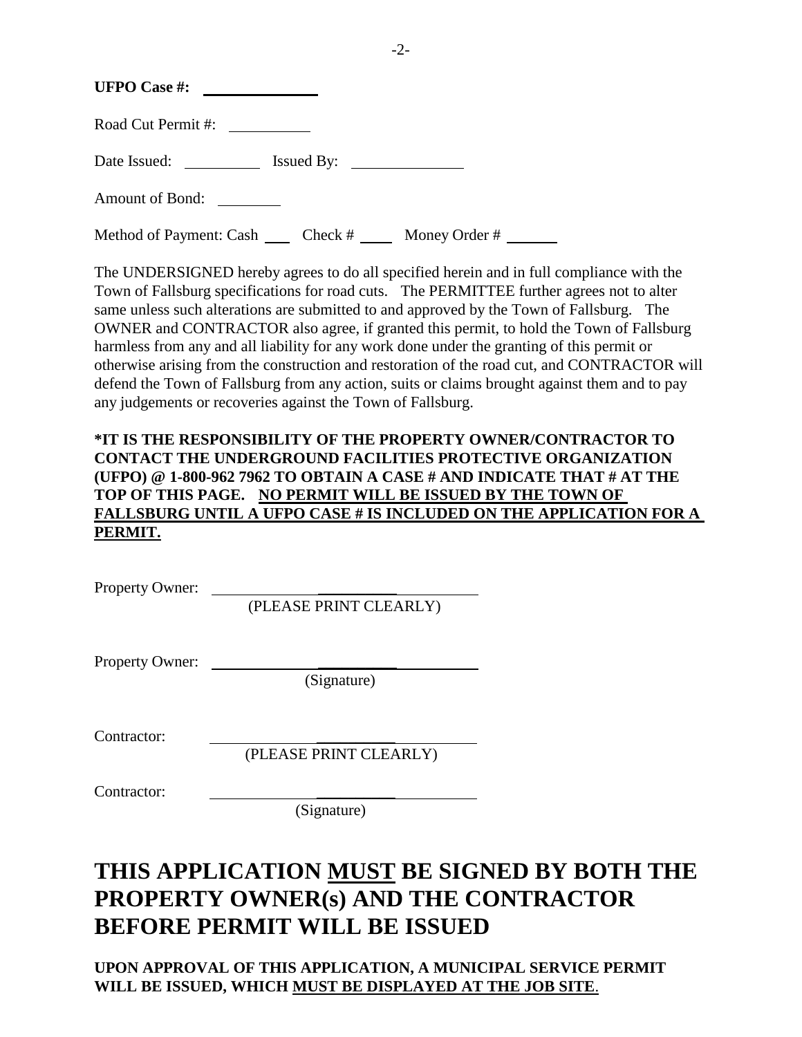**UFPO Case #:** ______________

Road Cut Permit #: __________

Date Issued: __________ Issued By: ______________

Amount of Bond: ________

Method of Payment: Cash ___ Check # ____ Money Order # ______

The UNDERSIGNED hereby agrees to do all specified herein and in full compliance with the Town of Fallsburg specifications for road cuts. The PERMITTEE further agrees not to alter same unless such alterations are submitted to and approved by the Town of Fallsburg. The OWNER and CONTRACTOR also agree, if granted this permit, to hold the Town of Fallsburg harmless from any and all liability for any work done under the granting of this permit or otherwise arising from the construction and restoration of the road cut, and CONTRACTOR will defend the Town of Fallsburg from any action, suits or claims brought against them and to pay any judgements or recoveries against the Town of Fallsburg.

**\*IT IS THE RESPONSIBILITY OF THE PROPERTY OWNER/CONTRACTOR TO CONTACT THE UNDERGROUND FACILITIES PROTECTIVE ORGANIZATION (UFPO) @ 1-800-962 7962 TO OBTAIN A CASE # AND INDICATE THAT # AT THE TOP OF THIS PAGE. <u>NO PERMIT WILL BE ISSUED BY THE TOWN OF FALLSBURG UNTIL A UFPO CASE # IS INCLUDED ON THE APPLICATION FOR A PERMIT.</u>**

Property Owner: ______________________________
(PLEASE PRINT CLEARLY)

Property Owner: ______________________________
(Signature)

Contractor: ______________________________
(PLEASE PRINT CLEARLY)

Contractor: ______________________________
(Signature)

# THIS APPLICATION <u>MUST</u> BE SIGNED BY BOTH THE PROPERTY OWNER(s) AND THE CONTRACTOR BEFORE PERMIT WILL BE ISSUED

**UPON APPROVAL OF THIS APPLICATION, A MUNICIPAL SERVICE PERMIT WILL BE ISSUED, WHICH <u>MUST BE DISPLAYED AT THE JOB SITE</u>.**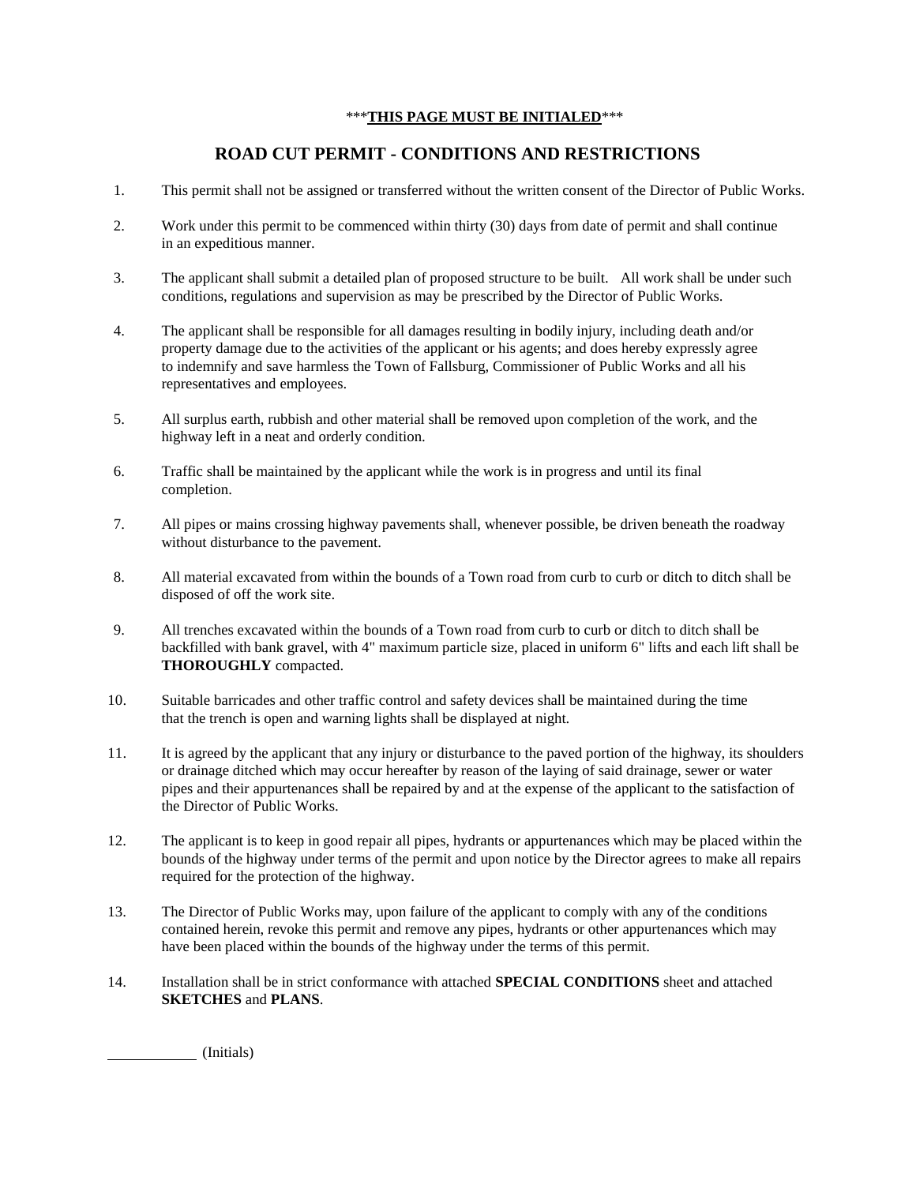\*\*\***THIS PAGE MUST BE INITIALED**\*\*\*

## ROAD CUT PERMIT - CONDITIONS AND RESTRICTIONS

1. This permit shall not be assigned or transferred without the written consent of the Director of Public Works.

2. Work under this permit to be commenced within thirty (30) days from date of permit and shall continue in an expeditious manner.

3. The applicant shall submit a detailed plan of proposed structure to be built. All work shall be under such conditions, regulations and supervision as may be prescribed by the Director of Public Works.

4. The applicant shall be responsible for all damages resulting in bodily injury, including death and/or property damage due to the activities of the applicant or his agents; and does hereby expressly agree to indemnify and save harmless the Town of Fallsburg, Commissioner of Public Works and all his representatives and employees.

5. All surplus earth, rubbish and other material shall be removed upon completion of the work, and the highway left in a neat and orderly condition.

6. Traffic shall be maintained by the applicant while the work is in progress and until its final completion.

7. All pipes or mains crossing highway pavements shall, whenever possible, be driven beneath the roadway without disturbance to the pavement.

8. All material excavated from within the bounds of a Town road from curb to curb or ditch to ditch shall be disposed of off the work site.

9. All trenches excavated within the bounds of a Town road from curb to curb or ditch to ditch shall be backfilled with bank gravel, with 4" maximum particle size, placed in uniform 6" lifts and each lift shall be **THOROUGHLY** compacted.

10. Suitable barricades and other traffic control and safety devices shall be maintained during the time that the trench is open and warning lights shall be displayed at night.

11. It is agreed by the applicant that any injury or disturbance to the paved portion of the highway, its shoulders or drainage ditched which may occur hereafter by reason of the laying of said drainage, sewer or water pipes and their appurtenances shall be repaired by and at the expense of the applicant to the satisfaction of the Director of Public Works.

12. The applicant is to keep in good repair all pipes, hydrants or appurtenances which may be placed within the bounds of the highway under terms of the permit and upon notice by the Director agrees to make all repairs required for the protection of the highway.

13. The Director of Public Works may, upon failure of the applicant to comply with any of the conditions contained herein, revoke this permit and remove any pipes, hydrants or other appurtenances which may have been placed within the bounds of the highway under the terms of this permit.

14. Installation shall be in strict conformance with attached **SPECIAL CONDITIONS** sheet and attached **SKETCHES** and **PLANS**.

\_\_\_\_\_\_\_\_\_\_\_\_ (Initials)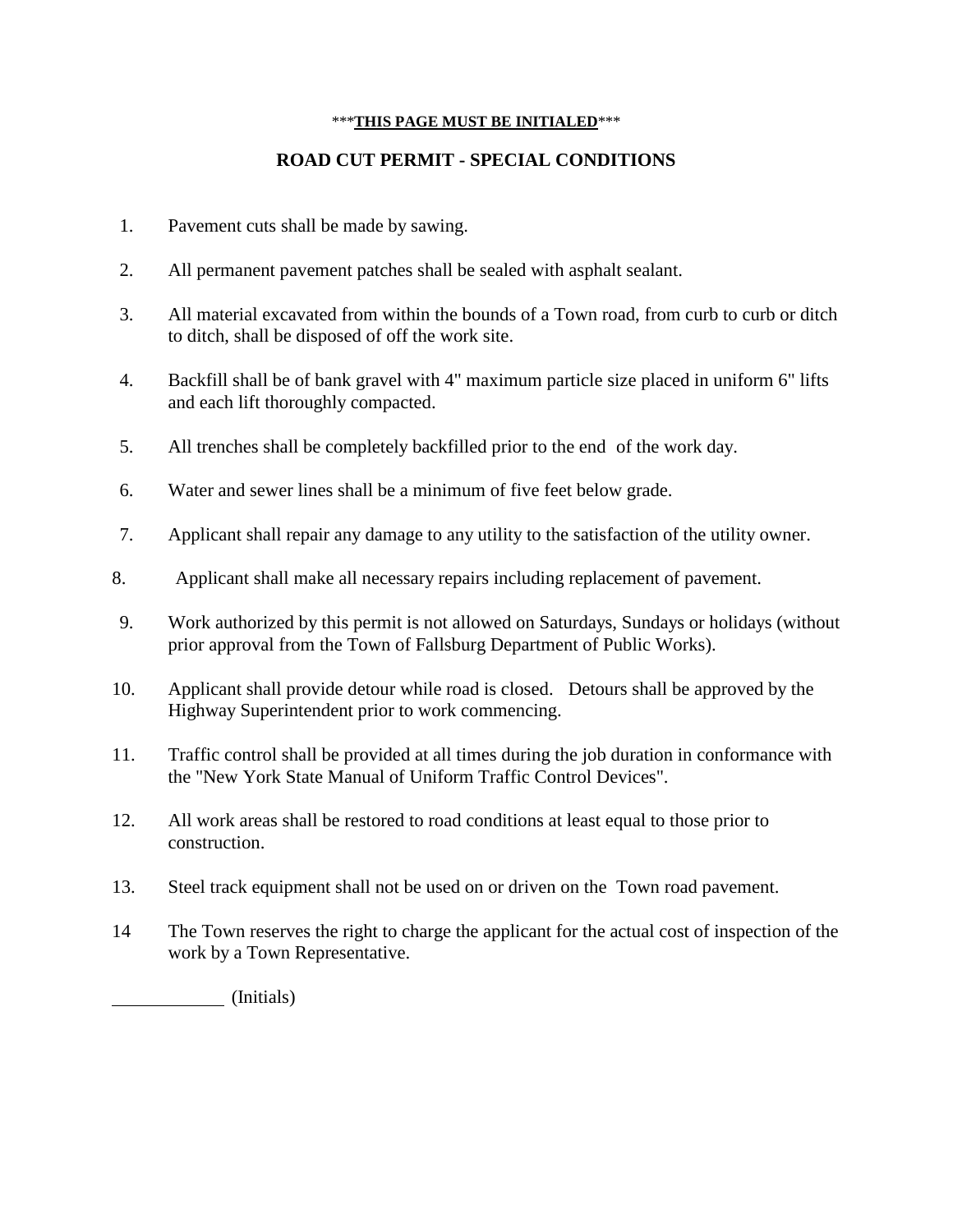\*\*\***THIS PAGE MUST BE INITIALED**\*\*\*

## ROAD CUT PERMIT - SPECIAL CONDITIONS

1. Pavement cuts shall be made by sawing.
2. All permanent pavement patches shall be sealed with asphalt sealant.
3. All material excavated from within the bounds of a Town road, from curb to curb or ditch to ditch, shall be disposed of off the work site.
4. Backfill shall be of bank gravel with 4" maximum particle size placed in uniform 6" lifts and each lift thoroughly compacted.
5. All trenches shall be completely backfilled prior to the end of the work day.
6. Water and sewer lines shall be a minimum of five feet below grade.
7. Applicant shall repair any damage to any utility to the satisfaction of the utility owner.
8. Applicant shall make all necessary repairs including replacement of pavement.
9. Work authorized by this permit is not allowed on Saturdays, Sundays or holidays (without prior approval from the Town of Fallsburg Department of Public Works).
10. Applicant shall provide detour while road is closed. Detours shall be approved by the Highway Superintendent prior to work commencing.
11. Traffic control shall be provided at all times during the job duration in conformance with the "New York State Manual of Uniform Traffic Control Devices".
12. All work areas shall be restored to road conditions at least equal to those prior to construction.
13. Steel track equipment shall not be used on or driven on the Town road pavement.
14. The Town reserves the right to charge the applicant for the actual cost of inspection of the work by a Town Representative.

\_\_\_\_\_\_\_\_\_\_\_\_ (Initials)